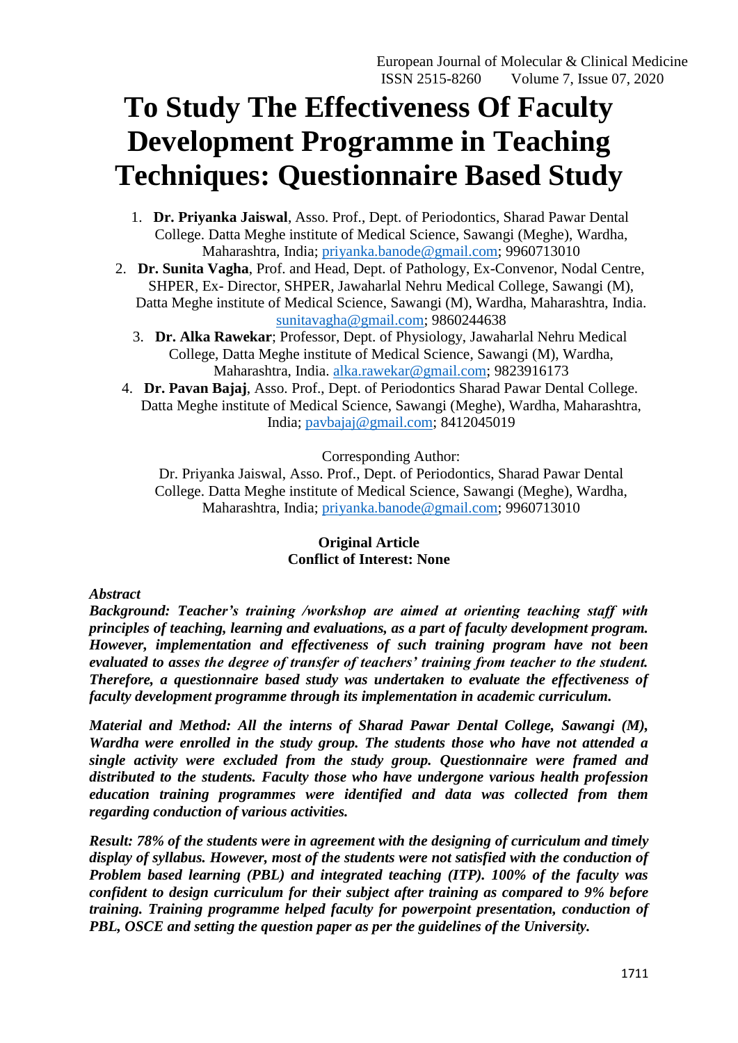# To Study The Effectiveness Of Faculty Development Programme in Teaching Techniques: Questionnaire Based Study

1. **Dr. Priyanka Jaiswal**, Asso. Prof., Dept. of Periodontics, Sharad Pawar Dental College. Datta Meghe institute of Medical Science, Sawangi (Meghe), Wardha, Maharashtra, India; priyanka.banode@gmail.com; 9960713010
2. **Dr. Sunita Vagha**, Prof. and Head, Dept. of Pathology, Ex-Convenor, Nodal Centre, SHPER, Ex- Director, SHPER, Jawaharlal Nehru Medical College, Sawangi (M), Datta Meghe institute of Medical Science, Sawangi (M), Wardha, Maharashtra, India. sunitavagha@gmail.com; 9860244638
3. **Dr. Alka Rawekar**; Professor, Dept. of Physiology, Jawaharlal Nehru Medical College, Datta Meghe institute of Medical Science, Sawangi (M), Wardha, Maharashtra, India. alka.rawekar@gmail.com; 9823916173
4. **Dr. Pavan Bajaj**, Asso. Prof., Dept. of Periodontics Sharad Pawar Dental College. Datta Meghe institute of Medical Science, Sawangi (Meghe), Wardha, Maharashtra, India; pavbajaj@gmail.com; 8412045019

Corresponding Author:
Dr. Priyanka Jaiswal, Asso. Prof., Dept. of Periodontics, Sharad Pawar Dental College. Datta Meghe institute of Medical Science, Sawangi (Meghe), Wardha, Maharashtra, India; priyanka.banode@gmail.com; 9960713010

**Original Article**
**Conflict of Interest: None**

*Abstract*

***Background: Teacher's training /workshop are aimed at orienting teaching staff with principles of teaching, learning and evaluations, as a part of faculty development program. However, implementation and effectiveness of such training program have not been evaluated to asses the degree of transfer of teachers' training from teacher to the student. Therefore, a questionnaire based study was undertaken to evaluate the effectiveness of faculty development programme through its implementation in academic curriculum.***

***Material and Method: All the interns of Sharad Pawar Dental College, Sawangi (M), Wardha were enrolled in the study group. The students those who have not attended a single activity were excluded from the study group. Questionnaire were framed and distributed to the students. Faculty those who have undergone various health profession education training programmes were identified and data was collected from them regarding conduction of various activities.***

***Result: 78% of the students were in agreement with the designing of curriculum and timely display of syllabus. However, most of the students were not satisfied with the conduction of Problem based learning (PBL) and integrated teaching (ITP). 100% of the faculty was confident to design curriculum for their subject after training as compared to 9% before training. Training programme helped faculty for powerpoint presentation, conduction of PBL, OSCE and setting the question paper as per the guidelines of the University.***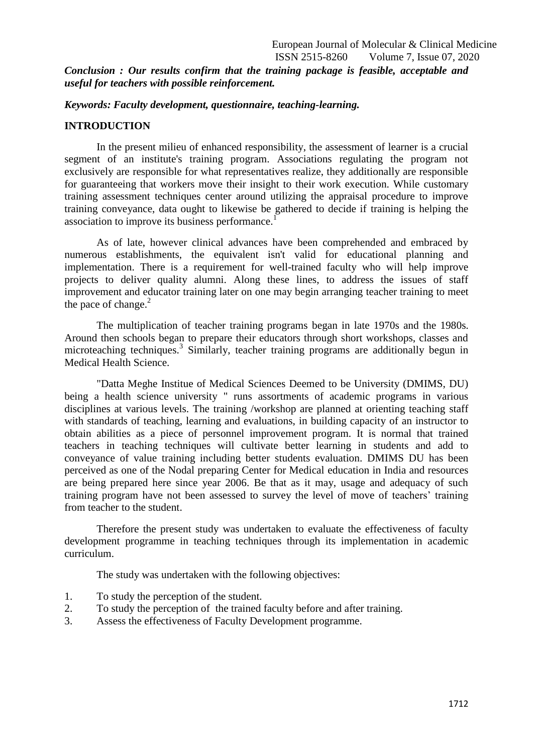***Conclusion : Our results confirm that the training package is feasible, acceptable and useful for teachers with possible reinforcement.***

***Keywords: Faculty development, questionnaire, teaching-learning.***

## INTRODUCTION

In the present milieu of enhanced responsibility, the assessment of learner is a crucial segment of an institute's training program. Associations regulating the program not exclusively are responsible for what representatives realize, they additionally are responsible for guaranteeing that workers move their insight to their work execution. While customary training assessment techniques center around utilizing the appraisal procedure to improve training conveyance, data ought to likewise be gathered to decide if training is helping the association to improve its business performance.[1]

As of late, however clinical advances have been comprehended and embraced by numerous establishments, the equivalent isn't valid for educational planning and implementation. There is a requirement for well-trained faculty who will help improve projects to deliver quality alumni. Along these lines, to address the issues of staff improvement and educator training later on one may begin arranging teacher training to meet the pace of change.[2]

The multiplication of teacher training programs began in late 1970s and the 1980s. Around then schools began to prepare their educators through short workshops, classes and microteaching techniques.[3] Similarly, teacher training programs are additionally begun in Medical Health Science.

"Datta Meghe Institue of Medical Sciences Deemed to be University (DMIMS, DU) being a health science university " runs assortments of academic programs in various disciplines at various levels. The training /workshop are planned at orienting teaching staff with standards of teaching, learning and evaluations, in building capacity of an instructor to obtain abilities as a piece of personnel improvement program. It is normal that trained teachers in teaching techniques will cultivate better learning in students and add to conveyance of value training including better students evaluation. DMIMS DU has been perceived as one of the Nodal preparing Center for Medical education in India and resources are being prepared here since year 2006. Be that as it may, usage and adequacy of such training program have not been assessed to survey the level of move of teachers' training from teacher to the student.

Therefore the present study was undertaken to evaluate the effectiveness of faculty development programme in teaching techniques through its implementation in academic curriculum.

The study was undertaken with the following objectives:

1. To study the perception of the student.
2. To study the perception of the trained faculty before and after training.
3. Assess the effectiveness of Faculty Development programme.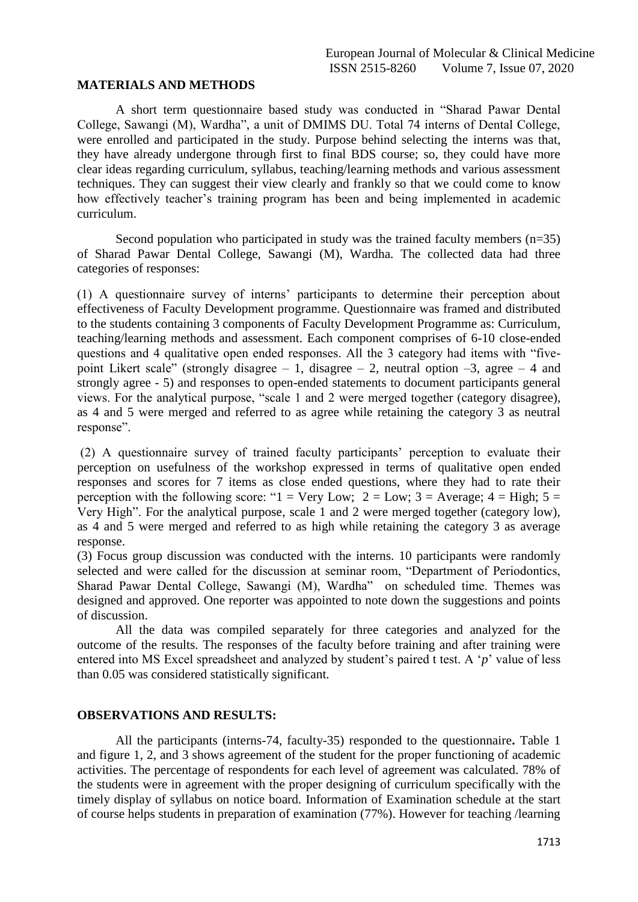## MATERIALS AND METHODS

A short term questionnaire based study was conducted in "Sharad Pawar Dental College, Sawangi (M), Wardha", a unit of DMIMS DU. Total 74 interns of Dental College, were enrolled and participated in the study. Purpose behind selecting the interns was that, they have already undergone through first to final BDS course; so, they could have more clear ideas regarding curriculum, syllabus, teaching/learning methods and various assessment techniques. They can suggest their view clearly and frankly so that we could come to know how effectively teacher's training program has been and being implemented in academic curriculum.

Second population who participated in study was the trained faculty members (n=35) of Sharad Pawar Dental College, Sawangi (M), Wardha. The collected data had three categories of responses:

(1) A questionnaire survey of interns' participants to determine their perception about effectiveness of Faculty Development programme. Questionnaire was framed and distributed to the students containing 3 components of Faculty Development Programme as: Curriculum, teaching/learning methods and assessment. Each component comprises of 6-10 close-ended questions and 4 qualitative open ended responses. All the 3 category had items with "five-point Likert scale" (strongly disagree – 1, disagree – 2, neutral option –3, agree – 4 and strongly agree - 5) and responses to open-ended statements to document participants general views. For the analytical purpose, "scale 1 and 2 were merged together (category disagree), as 4 and 5 were merged and referred to as agree while retaining the category 3 as neutral response".

(2) A questionnaire survey of trained faculty participants' perception to evaluate their perception on usefulness of the workshop expressed in terms of qualitative open ended responses and scores for 7 items as close ended questions, where they had to rate their perception with the following score: "1 = Very Low; 2 = Low; 3 = Average; 4 = High; 5 = Very High". For the analytical purpose, scale 1 and 2 were merged together (category low), as 4 and 5 were merged and referred to as high while retaining the category 3 as average response.

(3) Focus group discussion was conducted with the interns. 10 participants were randomly selected and were called for the discussion at seminar room, "Department of Periodontics, Sharad Pawar Dental College, Sawangi (M), Wardha" on scheduled time. Themes was designed and approved. One reporter was appointed to note down the suggestions and points of discussion.

All the data was compiled separately for three categories and analyzed for the outcome of the results. The responses of the faculty before training and after training were entered into MS Excel spreadsheet and analyzed by student's paired t test. A '*p*' value of less than 0.05 was considered statistically significant.

## OBSERVATIONS AND RESULTS:

All the participants (interns-74, faculty-35) responded to the questionnaire**.** Table 1 and figure 1, 2, and 3 shows agreement of the student for the proper functioning of academic activities. The percentage of respondents for each level of agreement was calculated. 78% of the students were in agreement with the proper designing of curriculum specifically with the timely display of syllabus on notice board. Information of Examination schedule at the start of course helps students in preparation of examination (77%). However for teaching /learning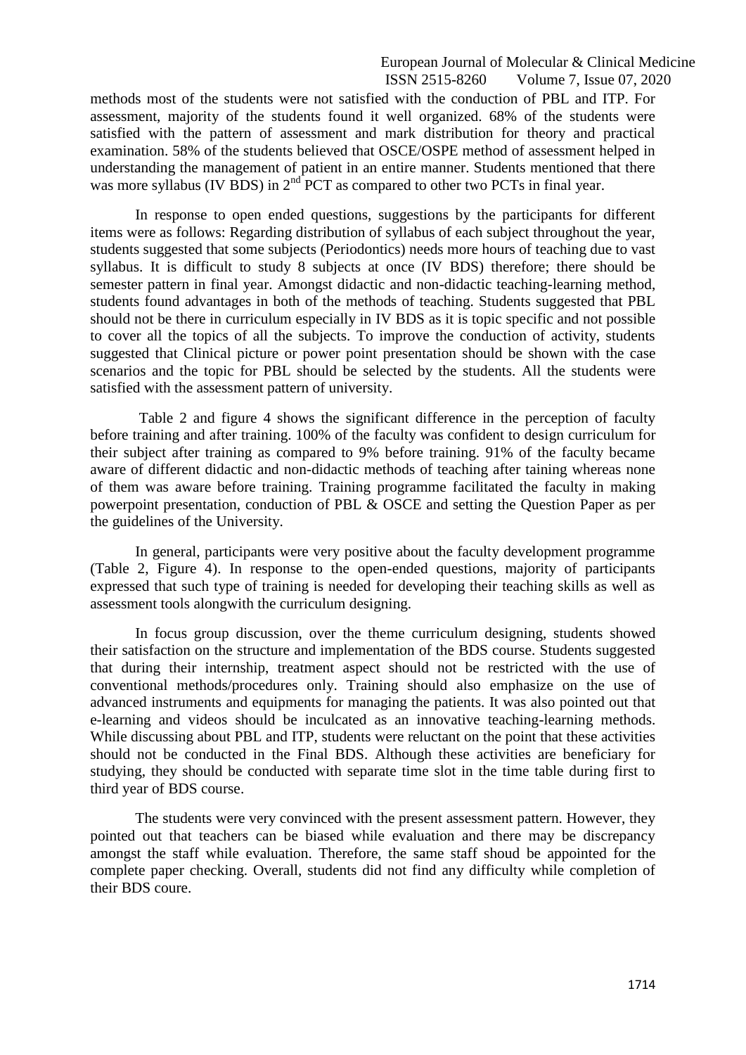methods most of the students were not satisfied with the conduction of PBL and ITP. For assessment, majority of the students found it well organized. 68% of the students were satisfied with the pattern of assessment and mark distribution for theory and practical examination. 58% of the students believed that OSCE/OSPE method of assessment helped in understanding the management of patient in an entire manner. Students mentioned that there was more syllabus (IV BDS) in 2$^{nd}$ PCT as compared to other two PCTs in final year.

In response to open ended questions, suggestions by the participants for different items were as follows: Regarding distribution of syllabus of each subject throughout the year, students suggested that some subjects (Periodontics) needs more hours of teaching due to vast syllabus. It is difficult to study 8 subjects at once (IV BDS) therefore; there should be semester pattern in final year. Amongst didactic and non-didactic teaching-learning method, students found advantages in both of the methods of teaching. Students suggested that PBL should not be there in curriculum especially in IV BDS as it is topic specific and not possible to cover all the topics of all the subjects. To improve the conduction of activity, students suggested that Clinical picture or power point presentation should be shown with the case scenarios and the topic for PBL should be selected by the students. All the students were satisfied with the assessment pattern of university.

Table 2 and figure 4 shows the significant difference in the perception of faculty before training and after training. 100% of the faculty was confident to design curriculum for their subject after training as compared to 9% before training. 91% of the faculty became aware of different didactic and non-didactic methods of teaching after taining whereas none of them was aware before training. Training programme facilitated the faculty in making powerpoint presentation, conduction of PBL & OSCE and setting the Question Paper as per the guidelines of the University.

In general, participants were very positive about the faculty development programme (Table 2, Figure 4). In response to the open-ended questions, majority of participants expressed that such type of training is needed for developing their teaching skills as well as assessment tools alongwith the curriculum designing.

In focus group discussion, over the theme curriculum designing, students showed their satisfaction on the structure and implementation of the BDS course. Students suggested that during their internship, treatment aspect should not be restricted with the use of conventional methods/procedures only. Training should also emphasize on the use of advanced instruments and equipments for managing the patients. It was also pointed out that e-learning and videos should be inculcated as an innovative teaching-learning methods. While discussing about PBL and ITP, students were reluctant on the point that these activities should not be conducted in the Final BDS. Although these activities are beneficiary for studying, they should be conducted with separate time slot in the time table during first to third year of BDS course.

The students were very convinced with the present assessment pattern. However, they pointed out that teachers can be biased while evaluation and there may be discrepancy amongst the staff while evaluation. Therefore, the same staff shoud be appointed for the complete paper checking. Overall, students did not find any difficulty while completion of their BDS coure.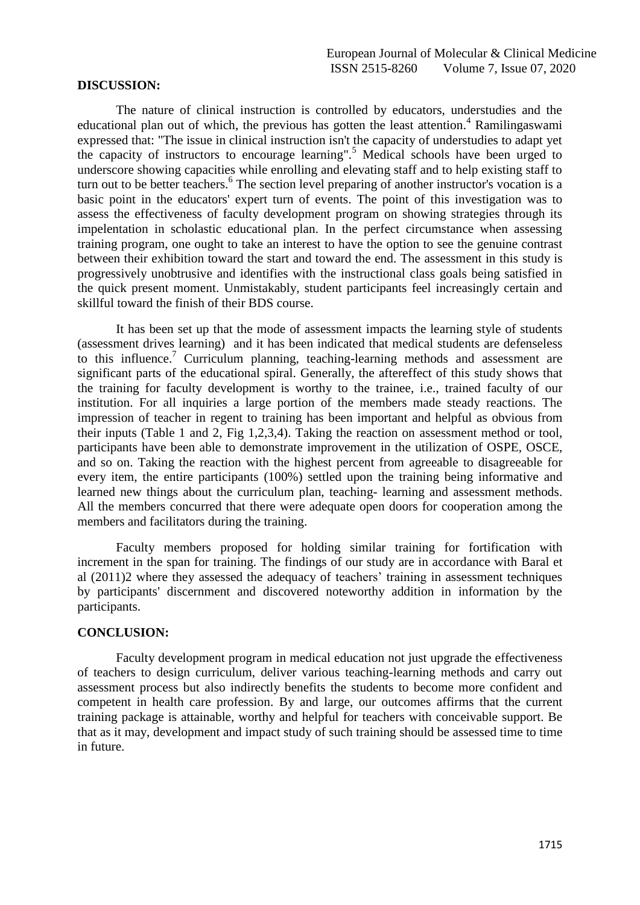## DISCUSSION:

The nature of clinical instruction is controlled by educators, understudies and the educational plan out of which, the previous has gotten the least attention.[4] Ramilingaswami expressed that: "The issue in clinical instruction isn't the capacity of understudies to adapt yet the capacity of instructors to encourage learning".[5] Medical schools have been urged to underscore showing capacities while enrolling and elevating staff and to help existing staff to turn out to be better teachers.[6] The section level preparing of another instructor's vocation is a basic point in the educators' expert turn of events. The point of this investigation was to assess the effectiveness of faculty development program on showing strategies through its impelentation in scholastic educational plan. In the perfect circumstance when assessing training program, one ought to take an interest to have the option to see the genuine contrast between their exhibition toward the start and toward the end. The assessment in this study is progressively unobtrusive and identifies with the instructional class goals being satisfied in the quick present moment. Unmistakably, student participants feel increasingly certain and skillful toward the finish of their BDS course.

It has been set up that the mode of assessment impacts the learning style of students (assessment drives learning) and it has been indicated that medical students are defenseless to this influence.[7] Curriculum planning, teaching-learning methods and assessment are significant parts of the educational spiral. Generally, the aftereffect of this study shows that the training for faculty development is worthy to the trainee, i.e., trained faculty of our institution. For all inquiries a large portion of the members made steady reactions. The impression of teacher in regent to training has been important and helpful as obvious from their inputs (Table 1 and 2, Fig 1,2,3,4). Taking the reaction on assessment method or tool, participants have been able to demonstrate improvement in the utilization of OSPE, OSCE, and so on. Taking the reaction with the highest percent from agreeable to disagreeable for every item, the entire participants (100%) settled upon the training being informative and learned new things about the curriculum plan, teaching- learning and assessment methods. All the members concurred that there were adequate open doors for cooperation among the members and facilitators during the training.

Faculty members proposed for holding similar training for fortification with increment in the span for training. The findings of our study are in accordance with Baral et al (2011)2 where they assessed the adequacy of teachers' training in assessment techniques by participants' discernment and discovered noteworthy addition in information by the participants.

## CONCLUSION:

Faculty development program in medical education not just upgrade the effectiveness of teachers to design curriculum, deliver various teaching-learning methods and carry out assessment process but also indirectly benefits the students to become more confident and competent in health care profession. By and large, our outcomes affirms that the current training package is attainable, worthy and helpful for teachers with conceivable support. Be that as it may, development and impact study of such training should be assessed time to time in future.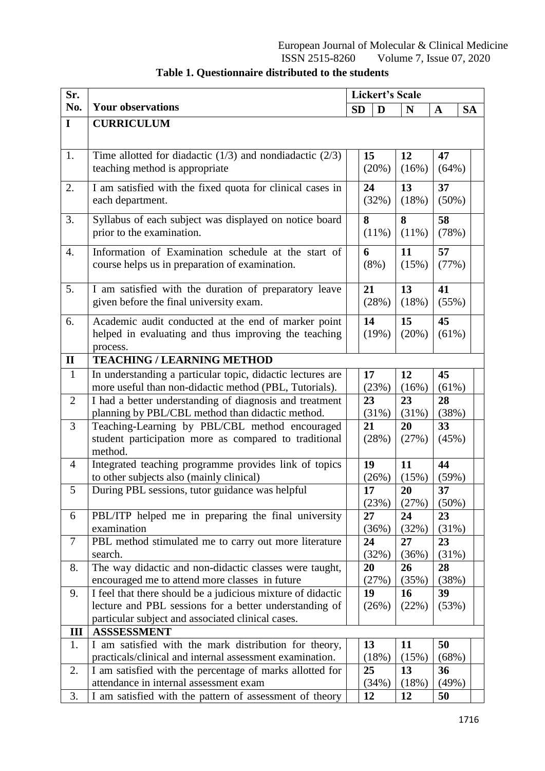**Table 1. Questionnaire distributed to the students**

| Sr. No. | Your observations | Lickert's Scale | | | | |
|---|---|---|---|---|---|---|
| | | SD | D | N | A | SA |
| I | **CURRICULUM** | | | | | |
| 1. | Time allotted for diadactic (1/3) and nondiadactic (2/3) teaching method is appropriate | | 15 (20%) | 12 (16%) | 47 (64%) | |
| 2. | I am satisfied with the fixed quota for clinical cases in each department. | | 24 (32%) | 13 (18%) | 37 (50%) | |
| 3. | Syllabus of each subject was displayed on notice board prior to the examination. | | 8 (11%) | 8 (11%) | 58 (78%) | |
| 4. | Information of Examination schedule at the start of course helps us in preparation of examination. | | 6 (8%) | 11 (15%) | 57 (77%) | |
| 5. | I am satisfied with the duration of preparatory leave given before the final university exam. | | 21 (28%) | 13 (18%) | 41 (55%) | |
| 6. | Academic audit conducted at the end of marker point helped in evaluating and thus improving the teaching process. | | 14 (19%) | 15 (20%) | 45 (61%) | |
| II | **TEACHING / LEARNING METHOD** | | | | | |
| 1 | In understanding a particular topic, didactic lectures are more useful than non-didactic method (PBL, Tutorials). | | 17 (23%) | 12 (16%) | 45 (61%) | |
| 2 | I had a better understanding of diagnosis and treatment planning by PBL/CBL method than didactic method. | | 23 (31%) | 23 (31%) | 28 (38%) | |
| 3 | Teaching-Learning by PBL/CBL method encouraged student participation more as compared to traditional method. | | 21 (28%) | 20 (27%) | 33 (45%) | |
| 4 | Integrated teaching programme provides link of topics to other subjects also (mainly clinical) | | 19 (26%) | 11 (15%) | 44 (59%) | |
| 5 | During PBL sessions, tutor guidance was helpful | | 17 (23%) | 20 (27%) | 37 (50%) | |
| 6 | PBL/ITP helped me in preparing the final university examination | | 27 (36%) | 24 (32%) | 23 (31%) | |
| 7 | PBL method stimulated me to carry out more literature search. | | 24 (32%) | 27 (36%) | 23 (31%) | |
| 8. | The way didactic and non-didactic classes were taught, encouraged me to attend more classes in future | | 20 (27%) | 26 (35%) | 28 (38%) | |
| 9. | I feel that there should be a judicious mixture of didactic lecture and PBL sessions for a better understanding of particular subject and associated clinical cases. | | 19 (26%) | 16 (22%) | 39 (53%) | |
| III | **ASSSESSMENT** | | | | | |
| 1. | I am satisfied with the mark distribution for theory, practicals/clinical and internal assessment examination. | | 13 (18%) | 11 (15%) | 50 (68%) | |
| 2. | I am satisfied with the percentage of marks allotted for attendance in internal assessment exam | | 25 (34%) | 13 (18%) | 36 (49%) | |
| 3. | I am satisfied with the pattern of assessment of theory | | 12 | 12 | 50 | |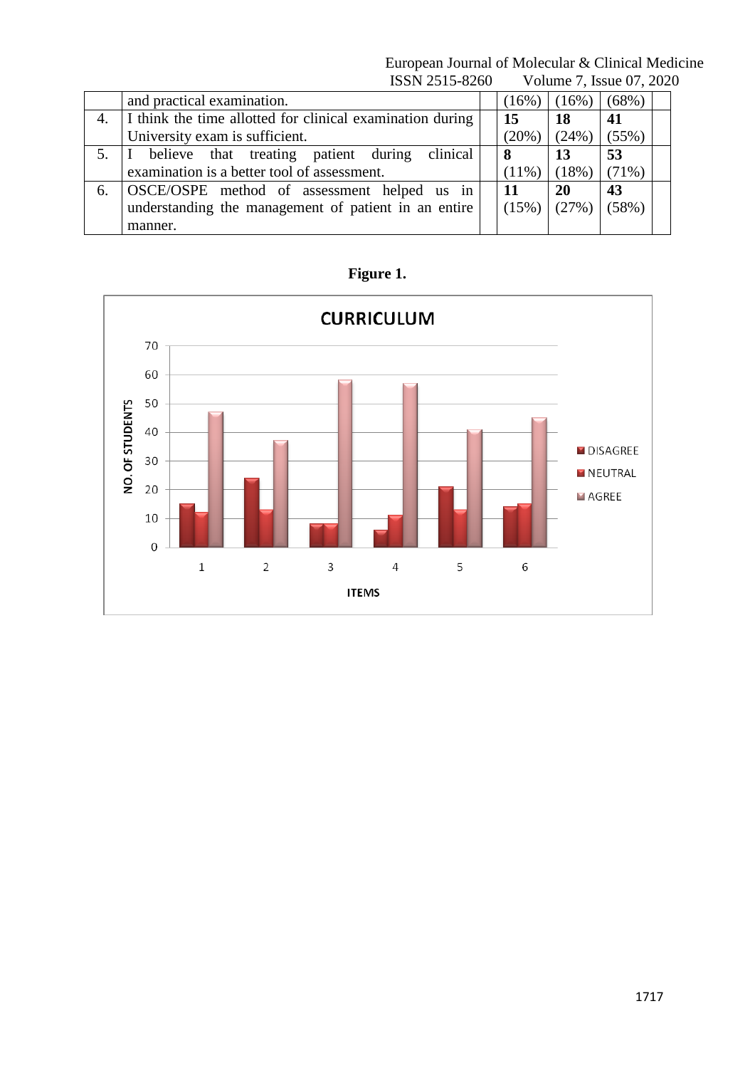| | | | | | | |
|---|---|---|---|---|---|---|
| | and practical examination. | | (16%) | (16%) | (68%) | |
| 4. | I think the time allotted for clinical examination during University exam is sufficient. | | **15** (20%) | **18** (24%) | **41** (55%) | |
| 5. | I believe that treating patient during clinical examination is a better tool of assessment. | | **8** (11%) | **13** (18%) | **53** (71%) | |
| 6. | OSCE/OSPE method of assessment helped us in understanding the management of patient in an entire manner. | | **11** (15%) | **20** (27%) | **43** (58%) | |

**Figure 1.**

CURRICULUM

NO. OF STUDENTS

70
60
50
40
30
20
10
0

1 2 3 4 5 6

ITEMS

DISAGREE
NEUTRAL
AGREE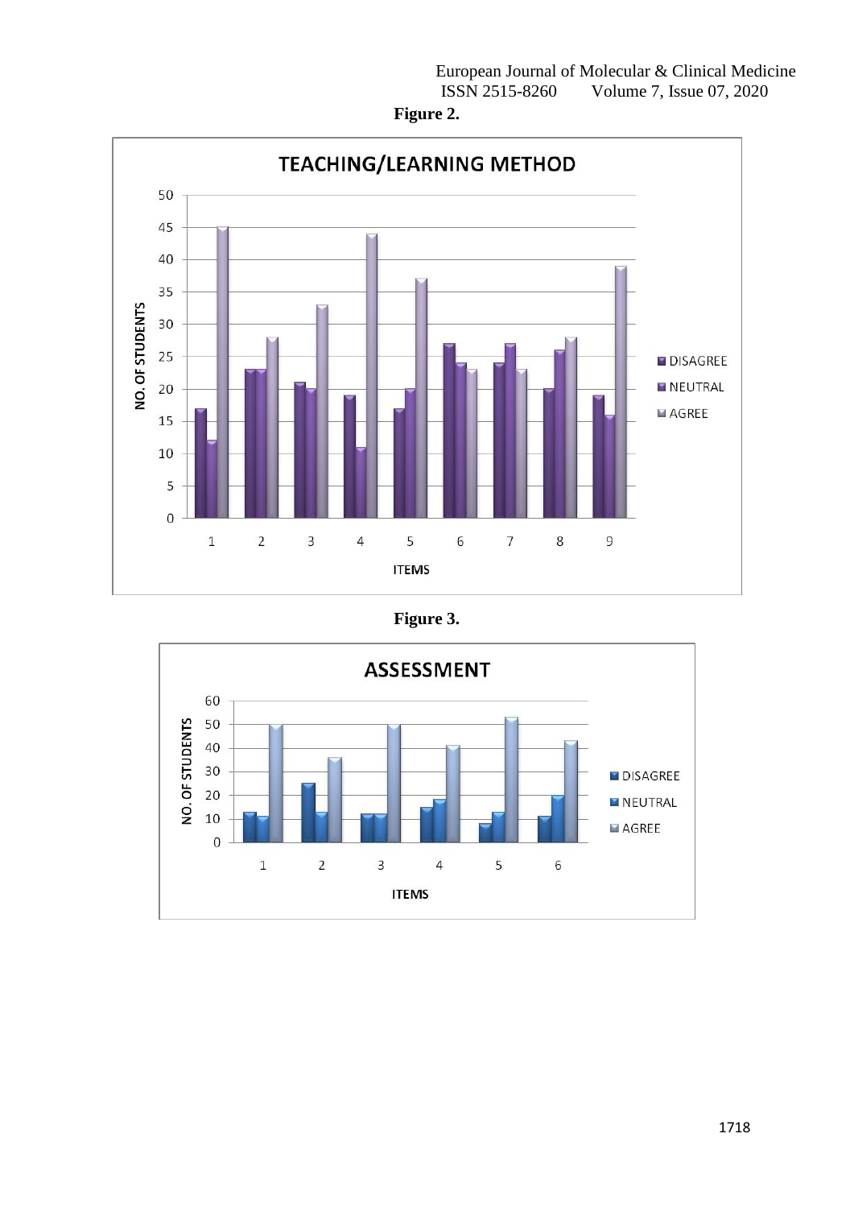**Figure 2.**

TEACHING/LEARNING METHOD

NO. OF STUDENTS

0
5
10
15
20
25
30
35
40
45
50

1 2 3 4 5 6 7 8 9

ITEMS

DISAGREE
NEUTRAL
AGREE

**Figure 3.**

ASSESSMENT

NO. OF STUDENTS

0
10
20
30
40
50
60

1 2 3 4 5 6

ITEMS

DISAGREE
NEUTRAL
AGREE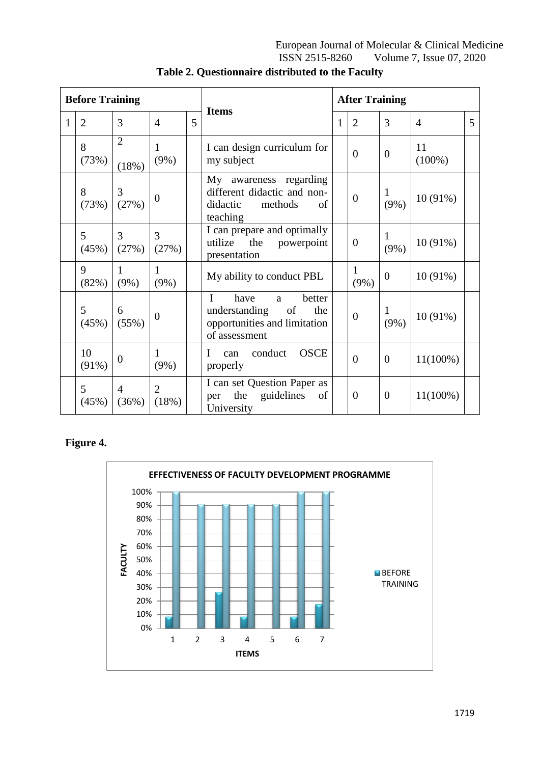**Table 2. Questionnaire distributed to the Faculty**

| Before Training | | | | | Items | After Training | | | | |
|---|---|---|---|---|---|---|---|---|---|---|
| 1 | 2 | 3 | 4 | 5 | | 1 | 2 | 3 | 4 | 5 |
| | 8 (73%) | 2 (18%) | 1 (9%) | | I can design curriculum for my subject | | 0 | 0 | 11 (100%) | |
| | 8 (73%) | 3 (27%) | 0 | | My awareness regarding different didactic and non-didactic methods of teaching | | 0 | 1 (9%) | 10 (91%) | |
| | 5 (45%) | 3 (27%) | 3 (27%) | | I can prepare and optimally utilize the powerpoint presentation | | 0 | 1 (9%) | 10 (91%) | |
| | 9 (82%) | 1 (9%) | 1 (9%) | | My ability to conduct PBL | | 1 (9%) | 0 | 10 (91%) | |
| | 5 (45%) | 6 (55%) | 0 | | I have a better understanding of the opportunities and limitation of assessment | | 0 | 1 (9%) | 10 (91%) | |
| | 10 (91%) | 0 | 1 (9%) | | I can conduct OSCE properly | | 0 | 0 | 11(100%) | |
| | 5 (45%) | 4 (36%) | 2 (18%) | | I can set Question Paper as per the guidelines of University | | 0 | 0 | 11(100%) | |

**Figure 4.**

EFFECTIVENESS OF FACULTY DEVELOPMENT PROGRAMME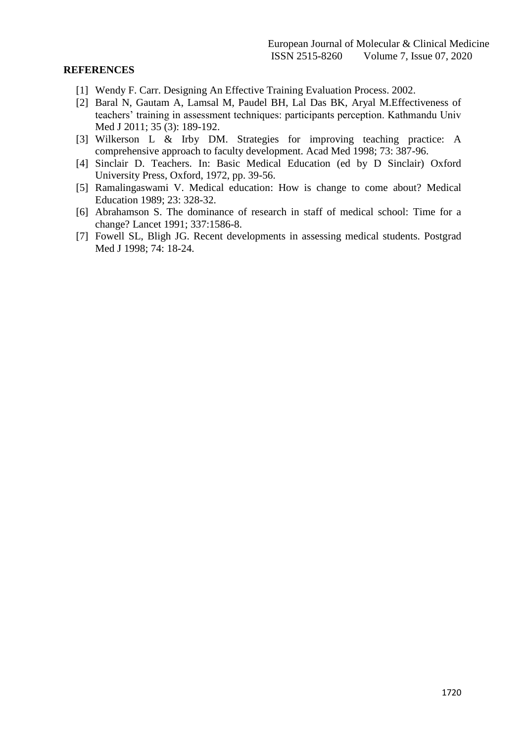## REFERENCES

[1] Wendy F. Carr. Designing An Effective Training Evaluation Process. 2002.

[2] Baral N, Gautam A, Lamsal M, Paudel BH, Lal Das BK, Aryal M.Effectiveness of teachers' training in assessment techniques: participants perception. Kathmandu Univ Med J 2011; 35 (3): 189-192.

[3] Wilkerson L & Irby DM. Strategies for improving teaching practice: A comprehensive approach to faculty development. Acad Med 1998; 73: 387-96.

[4] Sinclair D. Teachers. In: Basic Medical Education (ed by D Sinclair) Oxford University Press, Oxford, 1972, pp. 39-56.

[5] Ramalingaswami V. Medical education: How is change to come about? Medical Education 1989; 23: 328-32.

[6] Abrahamson S. The dominance of research in staff of medical school: Time for a change? Lancet 1991; 337:1586-8.

[7] Fowell SL, Bligh JG. Recent developments in assessing medical students. Postgrad Med J 1998; 74: 18-24.